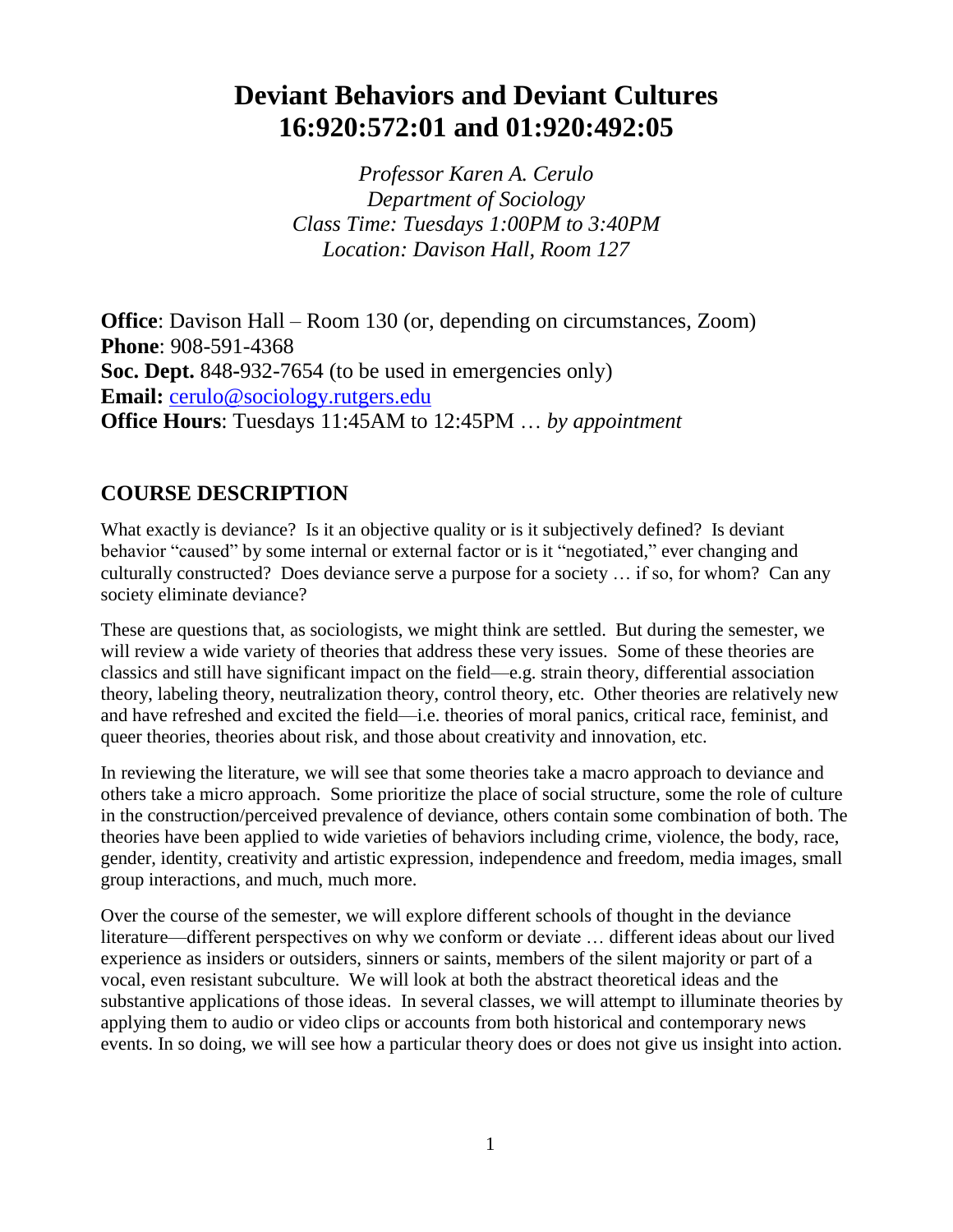# Deviant Behaviors and Deviant Cultures
# 16:920:572:01 and 01:920:492:05

*Professor Karen A. Cerulo*
*Department of Sociology*
*Class Time: Tuesdays 1:00PM to 3:40PM*
*Location: Davison Hall, Room 127*

**Office**: Davison Hall – Room 130 (or, depending on circumstances, Zoom)
**Phone**: 908-591-4368
**Soc. Dept.** 848-932-7654 (to be used in emergencies only)
**Email:** cerulo@sociology.rutgers.edu
**Office Hours**: Tuesdays 11:45AM to 12:45PM … *by appointment*

## COURSE DESCRIPTION

What exactly is deviance? Is it an objective quality or is it subjectively defined? Is deviant behavior "caused" by some internal or external factor or is it "negotiated," ever changing and culturally constructed? Does deviance serve a purpose for a society … if so, for whom? Can any society eliminate deviance?

These are questions that, as sociologists, we might think are settled. But during the semester, we will review a wide variety of theories that address these very issues. Some of these theories are classics and still have significant impact on the field—e.g. strain theory, differential association theory, labeling theory, neutralization theory, control theory, etc. Other theories are relatively new and have refreshed and excited the field—i.e. theories of moral panics, critical race, feminist, and queer theories, theories about risk, and those about creativity and innovation, etc.

In reviewing the literature, we will see that some theories take a macro approach to deviance and others take a micro approach. Some prioritize the place of social structure, some the role of culture in the construction/perceived prevalence of deviance, others contain some combination of both. The theories have been applied to wide varieties of behaviors including crime, violence, the body, race, gender, identity, creativity and artistic expression, independence and freedom, media images, small group interactions, and much, much more.

Over the course of the semester, we will explore different schools of thought in the deviance literature—different perspectives on why we conform or deviate … different ideas about our lived experience as insiders or outsiders, sinners or saints, members of the silent majority or part of a vocal, even resistant subculture. We will look at both the abstract theoretical ideas and the substantive applications of those ideas. In several classes, we will attempt to illuminate theories by applying them to audio or video clips or accounts from both historical and contemporary news events. In so doing, we will see how a particular theory does or does not give us insight into action.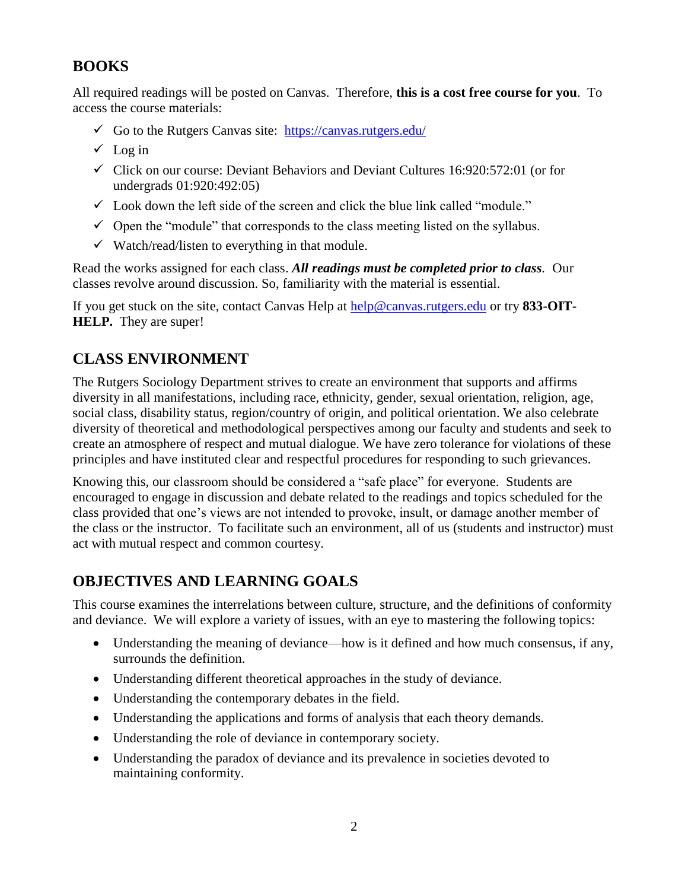## BOOKS

All required readings will be posted on Canvas. Therefore, **this is a cost free course for you**. To access the course materials:

- ✓ Go to the Rutgers Canvas site: [https://canvas.rutgers.edu/](https://canvas.rutgers.edu/)
- ✓ Log in
- ✓ Click on our course: Deviant Behaviors and Deviant Cultures 16:920:572:01 (or for undergrads 01:920:492:05)
- ✓ Look down the left side of the screen and click the blue link called "module."
- ✓ Open the "module" that corresponds to the class meeting listed on the syllabus.
- ✓ Watch/read/listen to everything in that module.

Read the works assigned for each class. ***All readings must be completed prior to class.*** Our classes revolve around discussion. So, familiarity with the material is essential.

If you get stuck on the site, contact Canvas Help at [help@canvas.rutgers.edu](mailto:help@canvas.rutgers.edu) or try **833-OIT-HELP.** They are super!

## CLASS ENVIRONMENT

The Rutgers Sociology Department strives to create an environment that supports and affirms diversity in all manifestations, including race, ethnicity, gender, sexual orientation, religion, age, social class, disability status, region/country of origin, and political orientation. We also celebrate diversity of theoretical and methodological perspectives among our faculty and students and seek to create an atmosphere of respect and mutual dialogue. We have zero tolerance for violations of these principles and have instituted clear and respectful procedures for responding to such grievances.

Knowing this, our classroom should be considered a "safe place" for everyone. Students are encouraged to engage in discussion and debate related to the readings and topics scheduled for the class provided that one's views are not intended to provoke, insult, or damage another member of the class or the instructor. To facilitate such an environment, all of us (students and instructor) must act with mutual respect and common courtesy.

## OBJECTIVES AND LEARNING GOALS

This course examines the interrelations between culture, structure, and the definitions of conformity and deviance. We will explore a variety of issues, with an eye to mastering the following topics:

- Understanding the meaning of deviance—how is it defined and how much consensus, if any, surrounds the definition.
- Understanding different theoretical approaches in the study of deviance.
- Understanding the contemporary debates in the field.
- Understanding the applications and forms of analysis that each theory demands.
- Understanding the role of deviance in contemporary society.
- Understanding the paradox of deviance and its prevalence in societies devoted to maintaining conformity.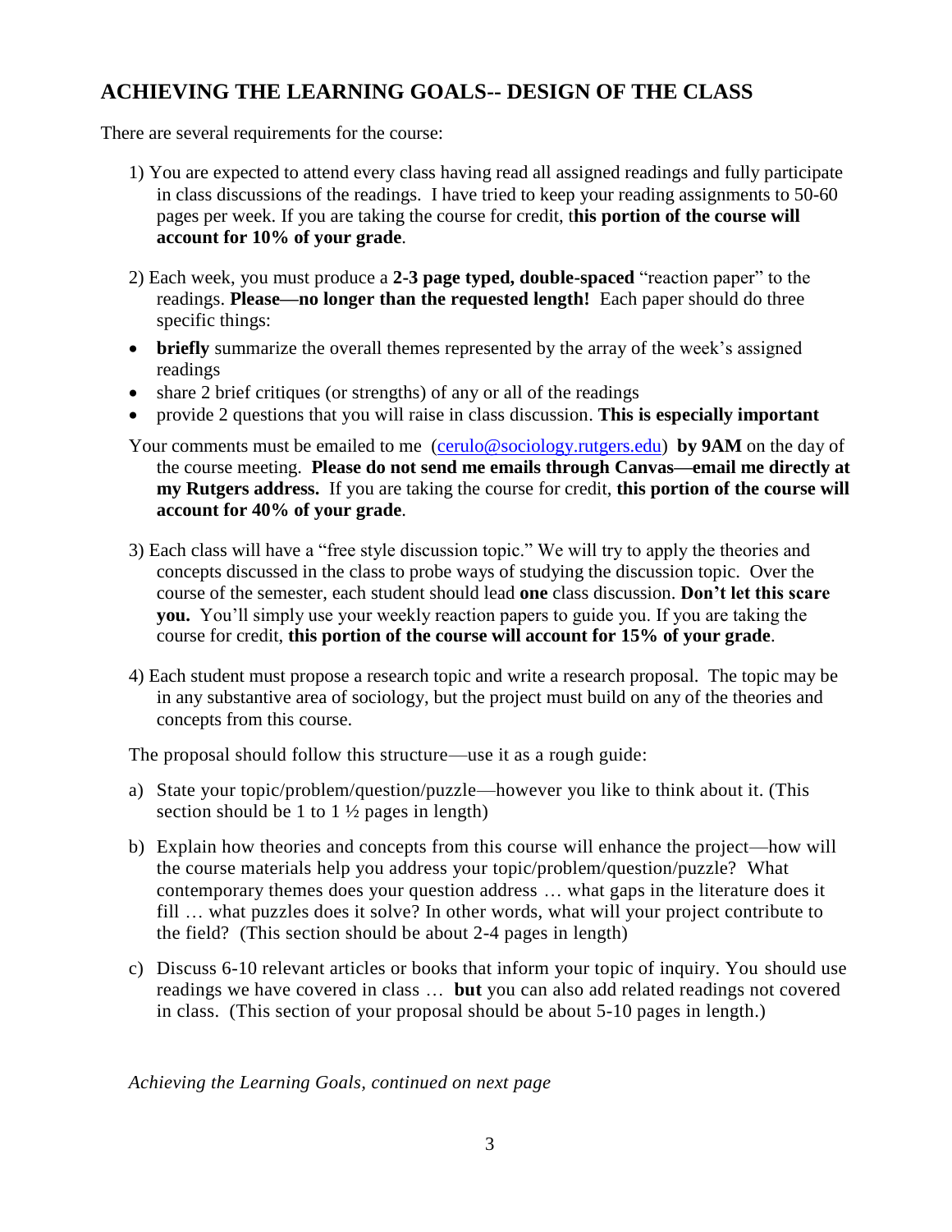## ACHIEVING THE LEARNING GOALS-- DESIGN OF THE CLASS

There are several requirements for the course:

1) You are expected to attend every class having read all assigned readings and fully participate in class discussions of the readings. I have tried to keep your reading assignments to 50-60 pages per week. If you are taking the course for credit, t**his portion of the course will account for 10% of your grade**.

2) Each week, you must produce a **2-3 page typed, double-spaced** "reaction paper" to the readings. **Please—no longer than the requested length!** Each paper should do three specific things:

- **briefly** summarize the overall themes represented by the array of the week's assigned readings
- share 2 brief critiques (or strengths) of any or all of the readings
- provide 2 questions that you will raise in class discussion. **This is especially important**

Your comments must be emailed to me ([cerulo@sociology.rutgers.edu](mailto:cerulo@sociology.rutgers.edu)) **by 9AM** on the day of the course meeting. **Please do not send me emails through Canvas—email me directly at my Rutgers address.** If you are taking the course for credit, **this portion of the course will account for 40% of your grade**.

3) Each class will have a "free style discussion topic." We will try to apply the theories and concepts discussed in the class to probe ways of studying the discussion topic. Over the course of the semester, each student should lead **one** class discussion. **Don't let this scare you.** You'll simply use your weekly reaction papers to guide you. If you are taking the course for credit, **this portion of the course will account for 15% of your grade**.

4) Each student must propose a research topic and write a research proposal. The topic may be in any substantive area of sociology, but the project must build on any of the theories and concepts from this course.

The proposal should follow this structure—use it as a rough guide:

a) State your topic/problem/question/puzzle—however you like to think about it. (This section should be 1 to 1 ½ pages in length)

b) Explain how theories and concepts from this course will enhance the project—how will the course materials help you address your topic/problem/question/puzzle? What contemporary themes does your question address … what gaps in the literature does it fill … what puzzles does it solve? In other words, what will your project contribute to the field? (This section should be about 2-4 pages in length)

c) Discuss 6-10 relevant articles or books that inform your topic of inquiry. You should use readings we have covered in class … **but** you can also add related readings not covered in class. (This section of your proposal should be about 5-10 pages in length.)

*Achieving the Learning Goals, continued on next page*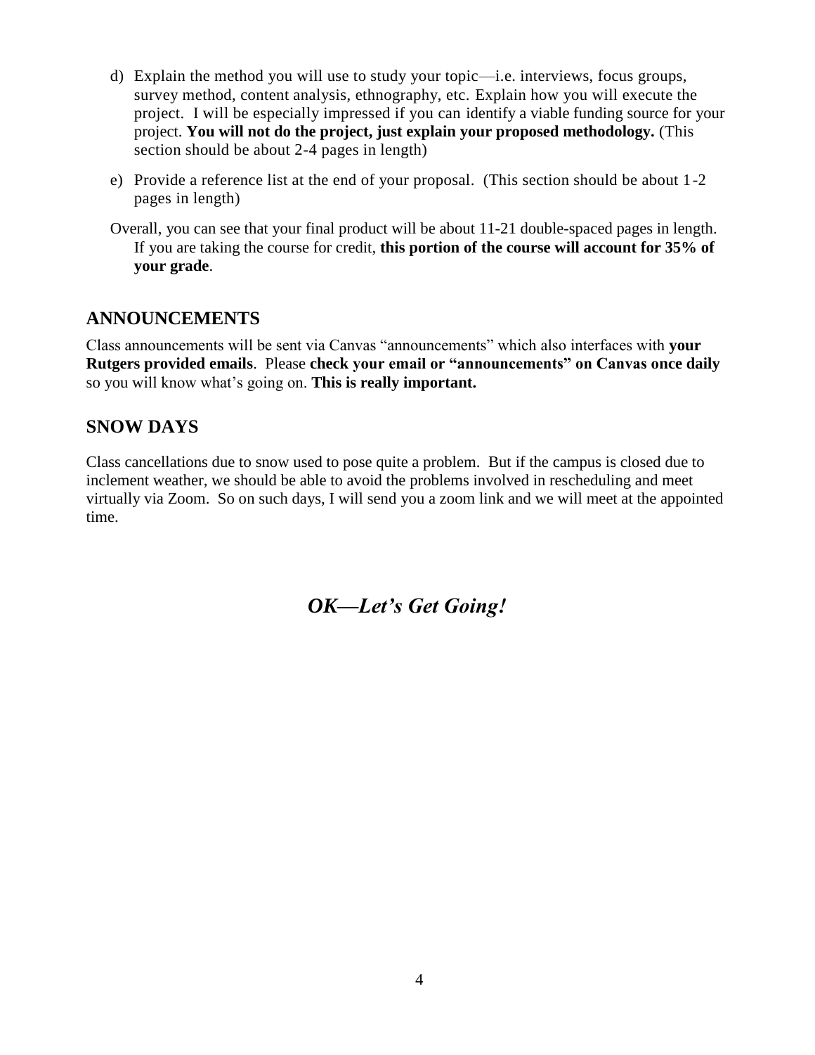d) Explain the method you will use to study your topic—i.e. interviews, focus groups, survey method, content analysis, ethnography, etc. Explain how you will execute the project. I will be especially impressed if you can identify a viable funding source for your project. **You will not do the project, just explain your proposed methodology.** (This section should be about 2-4 pages in length)

e) Provide a reference list at the end of your proposal. (This section should be about 1-2 pages in length)

Overall, you can see that your final product will be about 11-21 double-spaced pages in length. If you are taking the course for credit, **this portion of the course will account for 35% of your grade**.

## ANNOUNCEMENTS

Class announcements will be sent via Canvas "announcements" which also interfaces with **your Rutgers provided emails**. Please **check your email or "announcements" on Canvas once daily** so you will know what's going on. **This is really important.**

## SNOW DAYS

Class cancellations due to snow used to pose quite a problem. But if the campus is closed due to inclement weather, we should be able to avoid the problems involved in rescheduling and meet virtually via Zoom. So on such days, I will send you a zoom link and we will meet at the appointed time.

***OK—Let's Get Going!***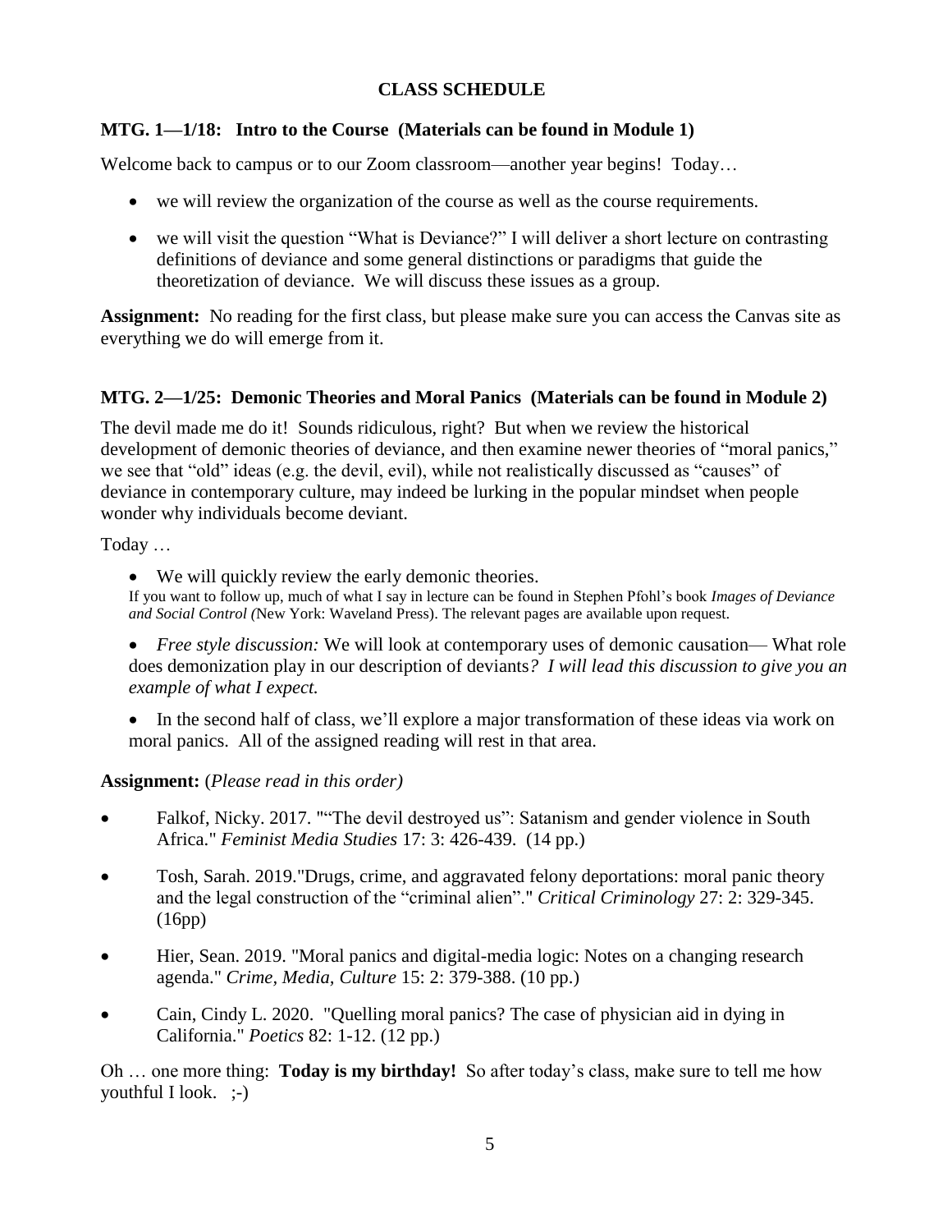## CLASS SCHEDULE

### MTG. 1—1/18: Intro to the Course (Materials can be found in Module 1)

Welcome back to campus or to our Zoom classroom—another year begins! Today…

- we will review the organization of the course as well as the course requirements.
- we will visit the question "What is Deviance?" I will deliver a short lecture on contrasting definitions of deviance and some general distinctions or paradigms that guide the theoretization of deviance. We will discuss these issues as a group.

**Assignment:** No reading for the first class, but please make sure you can access the Canvas site as everything we do will emerge from it.

### MTG. 2—1/25: Demonic Theories and Moral Panics (Materials can be found in Module 2)

The devil made me do it! Sounds ridiculous, right? But when we review the historical development of demonic theories of deviance, and then examine newer theories of "moral panics," we see that "old" ideas (e.g. the devil, evil), while not realistically discussed as "causes" of deviance in contemporary culture, may indeed be lurking in the popular mindset when people wonder why individuals become deviant.

Today …

- We will quickly review the early demonic theories.
  If you want to follow up, much of what I say in lecture can be found in Stephen Pfohl's book *Images of Deviance and Social Control (*New York: Waveland Press). The relevant pages are available upon request.
- *Free style discussion:* We will look at contemporary uses of demonic causation— What role does demonization play in our description of deviants*? I will lead this discussion to give you an example of what I expect.*
- In the second half of class, we'll explore a major transformation of these ideas via work on moral panics. All of the assigned reading will rest in that area.

**Assignment:** (*Please read in this order)*

- Falkof, Nicky. 2017. ""The devil destroyed us": Satanism and gender violence in South Africa." *Feminist Media Studies* 17: 3: 426-439. (14 pp.)
- Tosh, Sarah. 2019."Drugs, crime, and aggravated felony deportations: moral panic theory and the legal construction of the "criminal alien"." *Critical Criminology* 27: 2: 329-345. (16pp)
- Hier, Sean. 2019. "Moral panics and digital-media logic: Notes on a changing research agenda." *Crime, Media, Culture* 15: 2: 379-388. (10 pp.)
- Cain, Cindy L. 2020. "Quelling moral panics? The case of physician aid in dying in California." *Poetics* 82: 1-12. (12 pp.)

Oh … one more thing: **Today is my birthday!** So after today's class, make sure to tell me how youthful I look. ;-)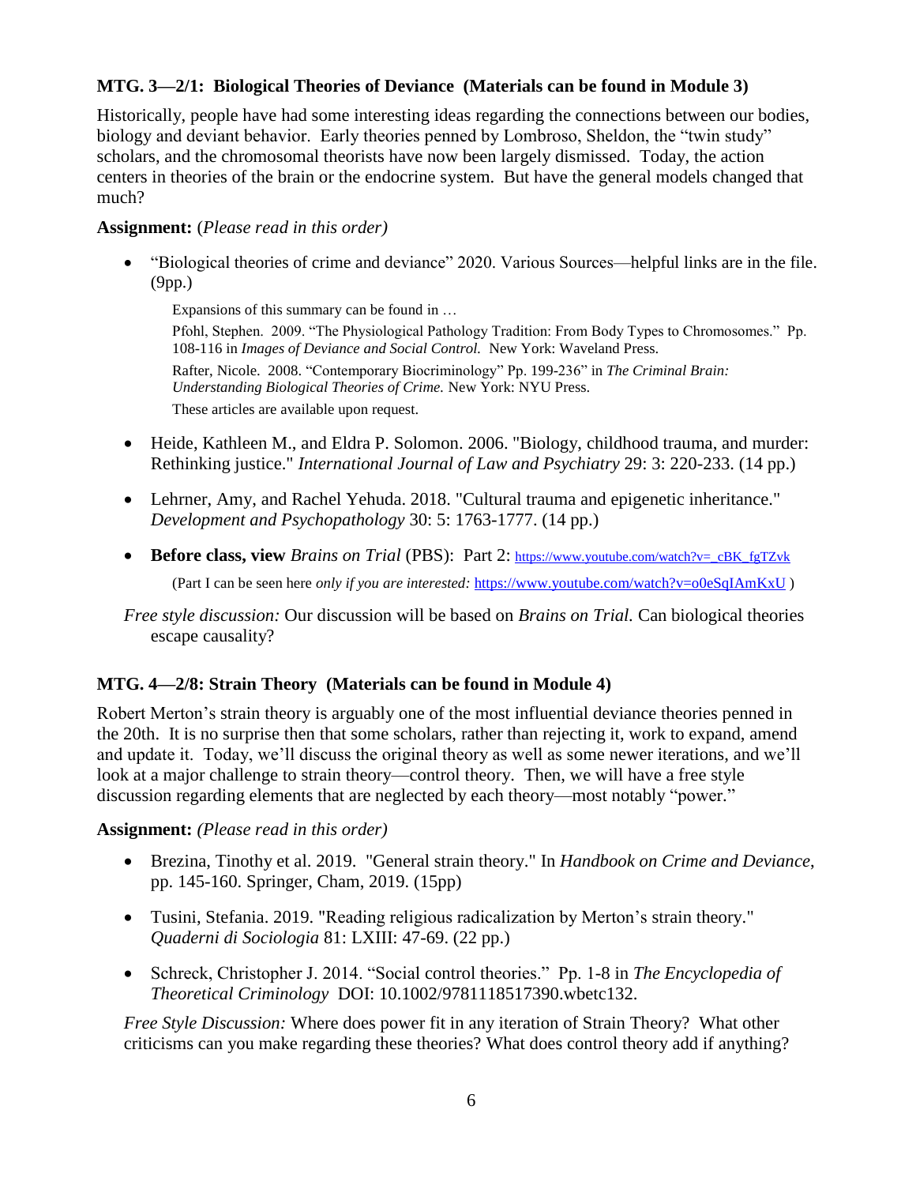### MTG. 3—2/1: Biological Theories of Deviance (Materials can be found in Module 3)

Historically, people have had some interesting ideas regarding the connections between our bodies, biology and deviant behavior. Early theories penned by Lombroso, Sheldon, the "twin study" scholars, and the chromosomal theorists have now been largely dismissed. Today, the action centers in theories of the brain or the endocrine system. But have the general models changed that much?

**Assignment:** (*Please read in this order)*

- "Biological theories of crime and deviance" 2020. Various Sources—helpful links are in the file. (9pp.)

  Expansions of this summary can be found in …

  Pfohl, Stephen. 2009. "The Physiological Pathology Tradition: From Body Types to Chromosomes." Pp. 108-116 in *Images of Deviance and Social Control.* New York: Waveland Press.

  Rafter, Nicole. 2008. "Contemporary Biocriminology" Pp. 199-236" in *The Criminal Brain: Understanding Biological Theories of Crime.* New York: NYU Press.

  These articles are available upon request.

- Heide, Kathleen M., and Eldra P. Solomon. 2006. "Biology, childhood trauma, and murder: Rethinking justice." *International Journal of Law and Psychiatry* 29: 3: 220-233. (14 pp.)

- Lehrner, Amy, and Rachel Yehuda. 2018. "Cultural trauma and epigenetic inheritance." *Development and Psychopathology* 30: 5: 1763-1777. (14 pp.)

- **Before class, view** *Brains on Trial* (PBS): Part 2: https://www.youtube.com/watch?v=_cBK_fgTZvk

  (Part I can be seen here *only if you are interested:* https://www.youtube.com/watch?v=o0eSqIAmKxU )

*Free style discussion:* Our discussion will be based on *Brains on Trial.* Can biological theories escape causality?

### MTG. 4—2/8: Strain Theory (Materials can be found in Module 4)

Robert Merton's strain theory is arguably one of the most influential deviance theories penned in the 20th. It is no surprise then that some scholars, rather than rejecting it, work to expand, amend and update it. Today, we'll discuss the original theory as well as some newer iterations, and we'll look at a major challenge to strain theory—control theory. Then, we will have a free style discussion regarding elements that are neglected by each theory—most notably "power."

**Assignment:** *(Please read in this order)*

- Brezina, Tinothy et al. 2019. "General strain theory." In *Handbook on Crime and Deviance*, pp. 145-160. Springer, Cham, 2019. (15pp)

- Tusini, Stefania. 2019. "Reading religious radicalization by Merton's strain theory." *Quaderni di Sociologia* 81: LXIII: 47-69. (22 pp.)

- Schreck, Christopher J. 2014. "Social control theories." Pp. 1-8 in *The Encyclopedia of Theoretical Criminology* DOI: 10.1002/9781118517390.wbetc132.

*Free Style Discussion:* Where does power fit in any iteration of Strain Theory? What other criticisms can you make regarding these theories? What does control theory add if anything?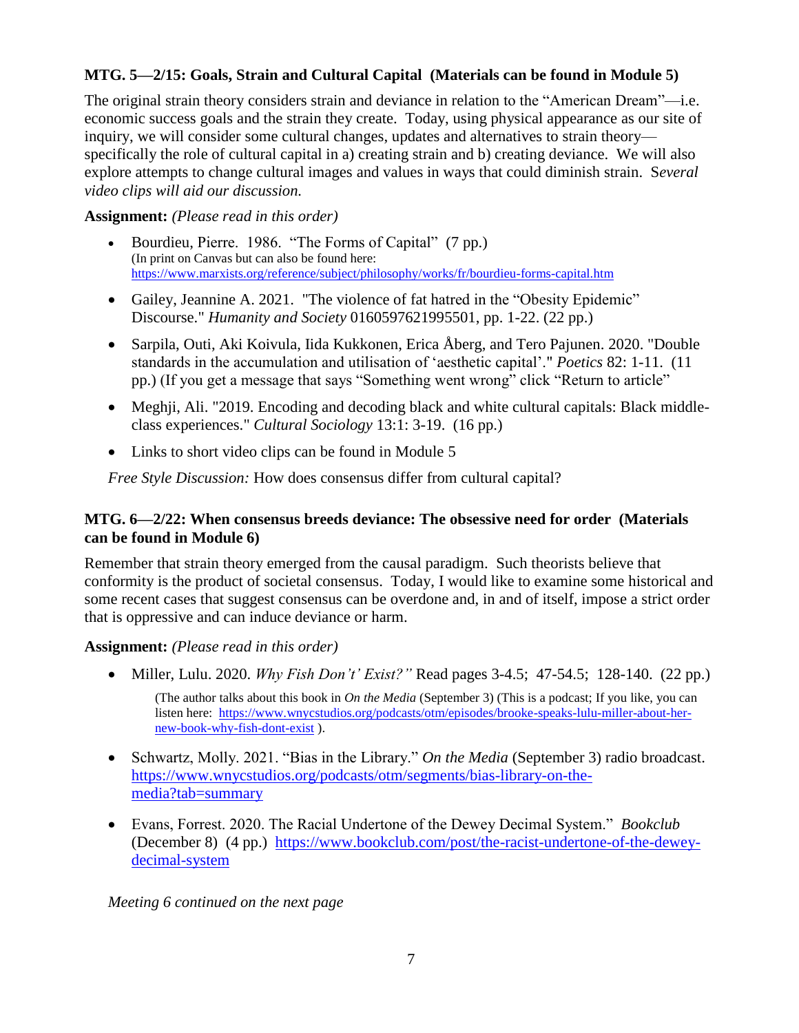### MTG. 5—2/15: Goals, Strain and Cultural Capital (Materials can be found in Module 5)

The original strain theory considers strain and deviance in relation to the "American Dream"—i.e. economic success goals and the strain they create. Today, using physical appearance as our site of inquiry, we will consider some cultural changes, updates and alternatives to strain theory—specifically the role of cultural capital in a) creating strain and b) creating deviance. We will also explore attempts to change cultural images and values in ways that could diminish strain. S*everal video clips will aid our discussion.*

**Assignment:** *(Please read in this order)*

- Bourdieu, Pierre. 1986. "The Forms of Capital" (7 pp.)
  (In print on Canvas but can also be found here: https://www.marxists.org/reference/subject/philosophy/works/fr/bourdieu-forms-capital.htm
- Gailey, Jeannine A. 2021. "The violence of fat hatred in the "Obesity Epidemic" Discourse." *Humanity and Society* 0160597621995501, pp. 1-22. (22 pp.)
- Sarpila, Outi, Aki Koivula, Iida Kukkonen, Erica Åberg, and Tero Pajunen. 2020. "Double standards in the accumulation and utilisation of 'aesthetic capital'." *Poetics* 82: 1-11. (11 pp.) (If you get a message that says "Something went wrong" click "Return to article"
- Meghji, Ali. "2019. Encoding and decoding black and white cultural capitals: Black middle-class experiences." *Cultural Sociology* 13:1: 3-19. (16 pp.)
- Links to short video clips can be found in Module 5

*Free Style Discussion:* How does consensus differ from cultural capital?

### MTG. 6—2/22: When consensus breeds deviance: The obsessive need for order (Materials can be found in Module 6)

Remember that strain theory emerged from the causal paradigm. Such theorists believe that conformity is the product of societal consensus. Today, I would like to examine some historical and some recent cases that suggest consensus can be overdone and, in and of itself, impose a strict order that is oppressive and can induce deviance or harm.

**Assignment:** *(Please read in this order)*

- Miller, Lulu. 2020. *Why Fish Don't' Exist?"* Read pages 3-4.5; 47-54.5; 128-140. (22 pp.)
  (The author talks about this book in *On the Media* (September 3) (This is a podcast; If you like, you can listen here: https://www.wnycstudios.org/podcasts/otm/episodes/brooke-speaks-lulu-miller-about-her-new-book-why-fish-dont-exist ).
- Schwartz, Molly. 2021. "Bias in the Library." *On the Media* (September 3) radio broadcast. https://www.wnycstudios.org/podcasts/otm/segments/bias-library-on-the-media?tab=summary
- Evans, Forrest. 2020. The Racial Undertone of the Dewey Decimal System." *Bookclub* (December 8) (4 pp.) https://www.bookclub.com/post/the-racist-undertone-of-the-dewey-decimal-system

*Meeting 6 continued on the next page*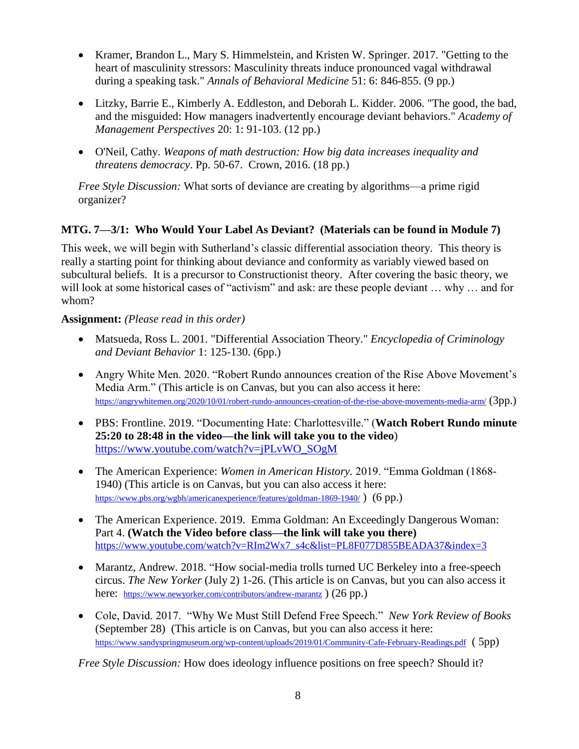- Kramer, Brandon L., Mary S. Himmelstein, and Kristen W. Springer. 2017. "Getting to the heart of masculinity stressors: Masculinity threats induce pronounced vagal withdrawal during a speaking task." *Annals of Behavioral Medicine* 51: 6: 846-855. (9 pp.)

- Litzky, Barrie E., Kimberly A. Eddleston, and Deborah L. Kidder. 2006. "The good, the bad, and the misguided: How managers inadvertently encourage deviant behaviors." *Academy of Management Perspectives* 20: 1: 91-103. (12 pp.)

- O'Neil, Cathy. *Weapons of math destruction: How big data increases inequality and threatens democracy*. Pp. 50-67. Crown, 2016. (18 pp.)

*Free Style Discussion:* What sorts of deviance are creating by algorithms—a prime rigid organizer?

**MTG. 7—3/1: Who Would Your Label As Deviant? (Materials can be found in Module 7)**

This week, we will begin with Sutherland's classic differential association theory. This theory is really a starting point for thinking about deviance and conformity as variably viewed based on subcultural beliefs. It is a precursor to Constructionist theory. After covering the basic theory, we will look at some historical cases of "activism" and ask: are these people deviant … why … and for whom?

**Assignment:** *(Please read in this order)*

- Matsueda, Ross L. 2001. "Differential Association Theory." *Encyclopedia of Criminology and Deviant Behavior* 1: 125-130. (6pp.)

- Angry White Men. 2020. "Robert Rundo announces creation of the Rise Above Movement's Media Arm." (This article is on Canvas, but you can also access it here: https://angrywhitemen.org/2020/10/01/robert-rundo-announces-creation-of-the-rise-above-movements-media-arm/ (3pp.)

- PBS: Frontline. 2019. "Documenting Hate: Charlottesville." (**Watch Robert Rundo minute 25:20 to 28:48 in the video—the link will take you to the video**) https://www.youtube.com/watch?v=jPLvWO_SOgM

- The American Experience: *Women in American History.* 2019. "Emma Goldman (1868-1940) (This article is on Canvas, but you can also access it here: https://www.pbs.org/wgbh/americanexperience/features/goldman-1869-1940/ ) (6 pp.)

- The American Experience. 2019. Emma Goldman: An Exceedingly Dangerous Woman: Part 4. **(Watch the Video before class—the link will take you there)** https://www.youtube.com/watch?v=RIm2Wx7_s4c&list=PL8F077D855BEADA37&index=3

- Marantz, Andrew. 2018. "How social-media trolls turned UC Berkeley into a free-speech circus. *The New Yorker* (July 2) 1-26. (This article is on Canvas, but you can also access it here: https://www.newyorker.com/contributors/andrew-marantz ) (26 pp.)

- Cole, David. 2017. "Why We Must Still Defend Free Speech." *New York Review of Books* (September 28) (This article is on Canvas, but you can also access it here: https://www.sandyspringmuseum.org/wp-content/uploads/2019/01/Community-Cafe-February-Readings.pdf ( 5pp)

*Free Style Discussion:* How does ideology influence positions on free speech? Should it?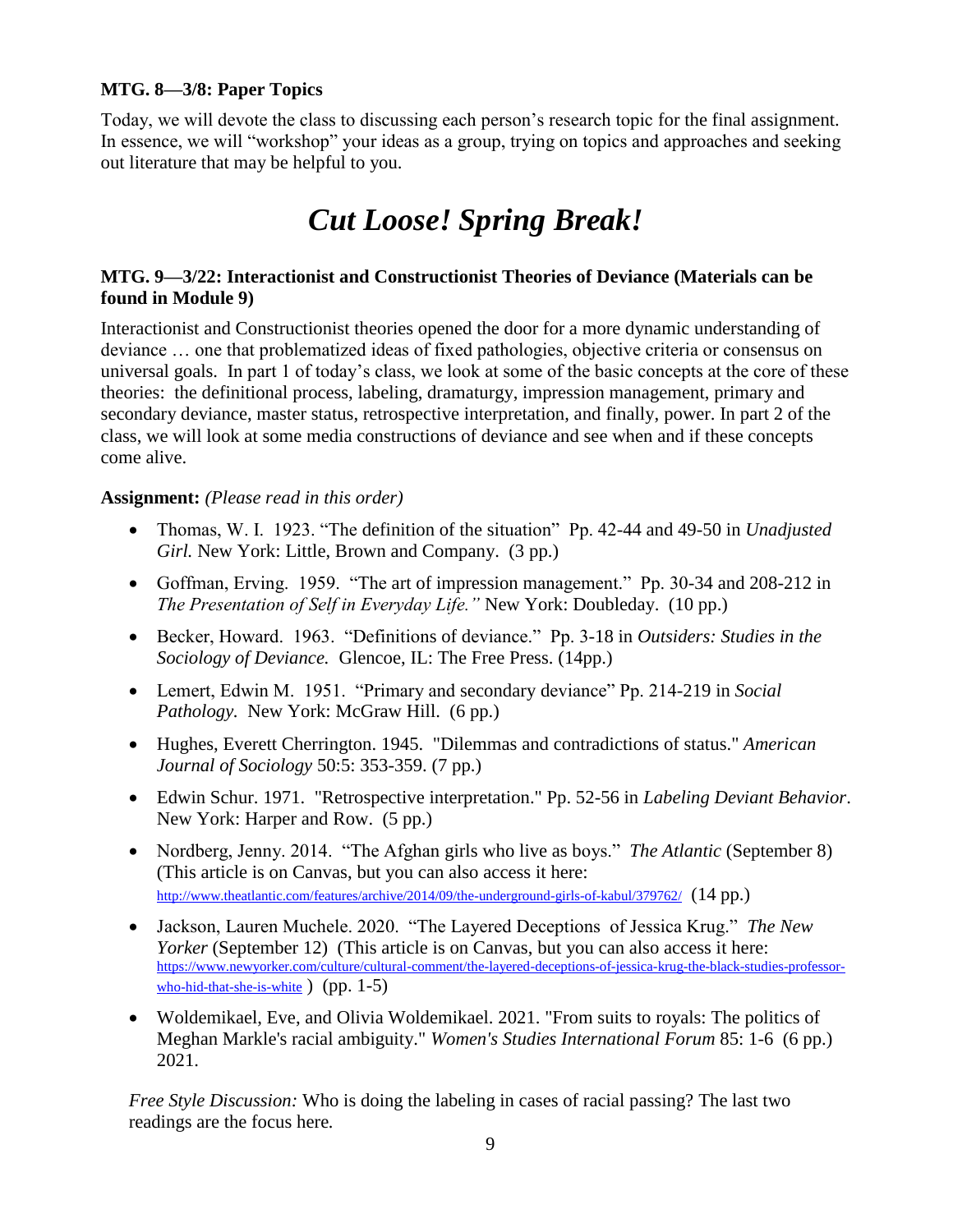**MTG. 8—3/8: Paper Topics**

Today, we will devote the class to discussing each person's research topic for the final assignment. In essence, we will "workshop" your ideas as a group, trying on topics and approaches and seeking out literature that may be helpful to you.

# *Cut Loose! Spring Break!*

**MTG. 9—3/22: Interactionist and Constructionist Theories of Deviance (Materials can be found in Module 9)**

Interactionist and Constructionist theories opened the door for a more dynamic understanding of deviance … one that problematized ideas of fixed pathologies, objective criteria or consensus on universal goals. In part 1 of today's class, we look at some of the basic concepts at the core of these theories: the definitional process, labeling, dramaturgy, impression management, primary and secondary deviance, master status, retrospective interpretation, and finally, power. In part 2 of the class, we will look at some media constructions of deviance and see when and if these concepts come alive.

**Assignment:** *(Please read in this order)*

- Thomas, W. I. 1923. "The definition of the situation" Pp. 42-44 and 49-50 in *Unadjusted Girl.* New York: Little, Brown and Company. (3 pp.)
- Goffman, Erving. 1959. "The art of impression management." Pp. 30-34 and 208-212 in *The Presentation of Self in Everyday Life."* New York: Doubleday. (10 pp.)
- Becker, Howard. 1963. "Definitions of deviance." Pp. 3-18 in *Outsiders: Studies in the Sociology of Deviance.* Glencoe, IL: The Free Press. (14pp.)
- Lemert, Edwin M. 1951. "Primary and secondary deviance" Pp. 214-219 in *Social Pathology.* New York: McGraw Hill. (6 pp.)
- Hughes, Everett Cherrington. 1945. "Dilemmas and contradictions of status." *American Journal of Sociology* 50:5: 353-359. (7 pp.)
- Edwin Schur. 1971. "Retrospective interpretation." Pp. 52-56 in *Labeling Deviant Behavior*. New York: Harper and Row. (5 pp.)
- Nordberg, Jenny. 2014. "The Afghan girls who live as boys." *The Atlantic* (September 8) (This article is on Canvas, but you can also access it here: http://www.theatlantic.com/features/archive/2014/09/the-underground-girls-of-kabul/379762/ (14 pp.)
- Jackson, Lauren Muchele. 2020. "The Layered Deceptions of Jessica Krug." *The New Yorker* (September 12) (This article is on Canvas, but you can also access it here: https://www.newyorker.com/culture/cultural-comment/the-layered-deceptions-of-jessica-krug-the-black-studies-professor-who-hid-that-she-is-white ) (pp. 1-5)
- Woldemikael, Eve, and Olivia Woldemikael. 2021. "From suits to royals: The politics of Meghan Markle's racial ambiguity." *Women's Studies International Forum* 85: 1-6 (6 pp.) 2021.

*Free Style Discussion:* Who is doing the labeling in cases of racial passing? The last two readings are the focus here.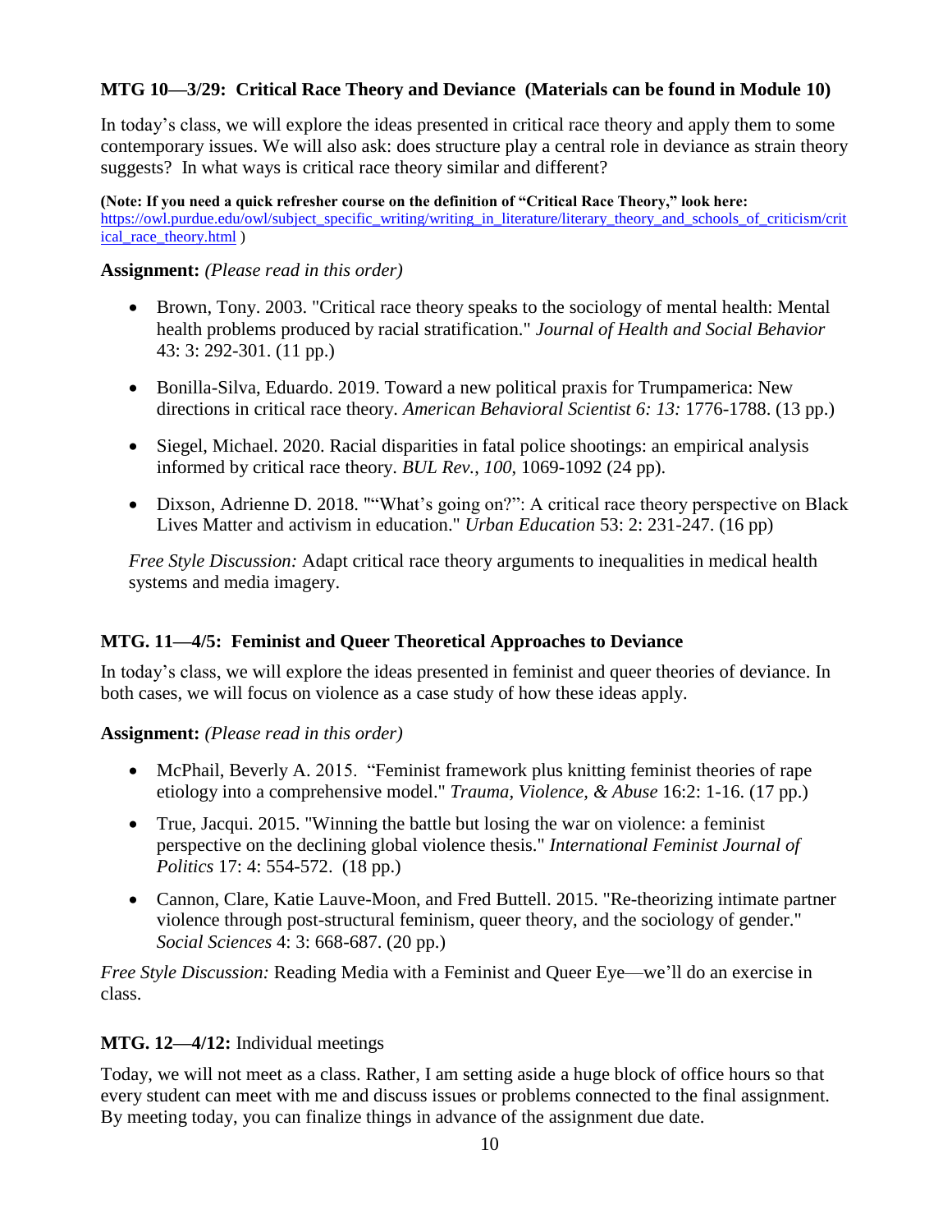### MTG 10—3/29: Critical Race Theory and Deviance (Materials can be found in Module 10)

In today's class, we will explore the ideas presented in critical race theory and apply them to some contemporary issues. We will also ask: does structure play a central role in deviance as strain theory suggests? In what ways is critical race theory similar and different?

**(Note: If you need a quick refresher course on the definition of "Critical Race Theory," look here:** https://owl.purdue.edu/owl/subject_specific_writing/writing_in_literature/literary_theory_and_schools_of_criticism/critical_race_theory.html )

**Assignment:** *(Please read in this order)*

- Brown, Tony. 2003. "Critical race theory speaks to the sociology of mental health: Mental health problems produced by racial stratification." *Journal of Health and Social Behavior* 43: 3: 292-301. (11 pp.)
- Bonilla-Silva, Eduardo. 2019. Toward a new political praxis for Trumpamerica: New directions in critical race theory. *American Behavioral Scientist 6: 13:* 1776-1788. (13 pp.)
- Siegel, Michael. 2020. Racial disparities in fatal police shootings: an empirical analysis informed by critical race theory. *BUL Rev.*, *100*, 1069-1092 (24 pp).
- Dixson, Adrienne D. 2018. ""What's going on?": A critical race theory perspective on Black Lives Matter and activism in education." *Urban Education* 53: 2: 231-247. (16 pp)

*Free Style Discussion:* Adapt critical race theory arguments to inequalities in medical health systems and media imagery.

### MTG. 11—4/5: Feminist and Queer Theoretical Approaches to Deviance

In today's class, we will explore the ideas presented in feminist and queer theories of deviance. In both cases, we will focus on violence as a case study of how these ideas apply.

**Assignment:** *(Please read in this order)*

- McPhail, Beverly A. 2015. "Feminist framework plus knitting feminist theories of rape etiology into a comprehensive model." *Trauma, Violence, & Abuse* 16:2: 1-16. (17 pp.)
- True, Jacqui. 2015. "Winning the battle but losing the war on violence: a feminist perspective on the declining global violence thesis." *International Feminist Journal of Politics* 17: 4: 554-572. (18 pp.)
- Cannon, Clare, Katie Lauve-Moon, and Fred Buttell. 2015. "Re-theorizing intimate partner violence through post-structural feminism, queer theory, and the sociology of gender." *Social Sciences* 4: 3: 668-687. (20 pp.)

*Free Style Discussion:* Reading Media with a Feminist and Queer Eye—we'll do an exercise in class.

### MTG. 12—4/12: Individual meetings

Today, we will not meet as a class. Rather, I am setting aside a huge block of office hours so that every student can meet with me and discuss issues or problems connected to the final assignment. By meeting today, you can finalize things in advance of the assignment due date.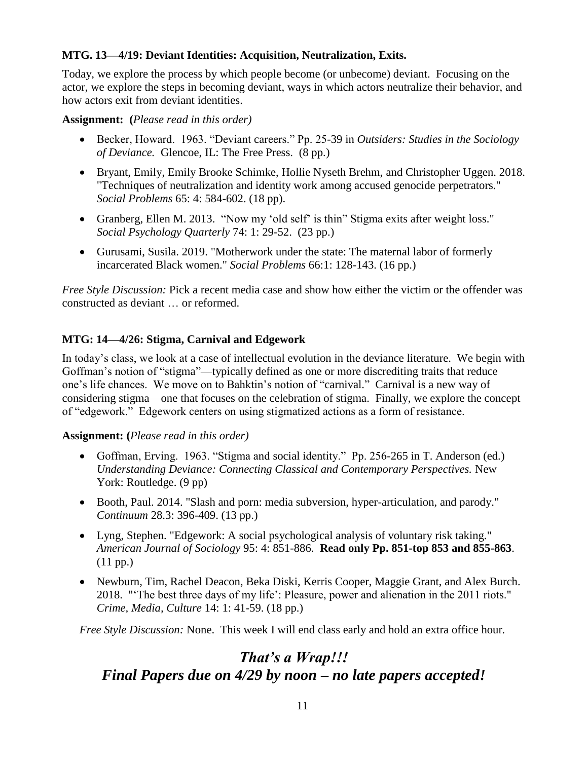### MTG. 13—4/19: Deviant Identities: Acquisition, Neutralization, Exits.

Today, we explore the process by which people become (or unbecome) deviant. Focusing on the actor, we explore the steps in becoming deviant, ways in which actors neutralize their behavior, and how actors exit from deviant identities.

**Assignment: (***Please read in this order)*

- Becker, Howard. 1963. "Deviant careers." Pp. 25-39 in *Outsiders: Studies in the Sociology of Deviance.* Glencoe, IL: The Free Press. (8 pp.)
- Bryant, Emily, Emily Brooke Schimke, Hollie Nyseth Brehm, and Christopher Uggen. 2018. "Techniques of neutralization and identity work among accused genocide perpetrators." *Social Problems* 65: 4: 584-602. (18 pp).
- Granberg, Ellen M. 2013. "Now my 'old self' is thin" Stigma exits after weight loss." *Social Psychology Quarterly* 74: 1: 29-52. (23 pp.)
- Gurusami, Susila. 2019. "Motherwork under the state: The maternal labor of formerly incarcerated Black women." *Social Problems* 66:1: 128-143. (16 pp.)

*Free Style Discussion:* Pick a recent media case and show how either the victim or the offender was constructed as deviant … or reformed.

### MTG: 14—4/26: Stigma, Carnival and Edgework

In today's class, we look at a case of intellectual evolution in the deviance literature. We begin with Goffman's notion of "stigma"—typically defined as one or more discrediting traits that reduce one's life chances. We move on to Bahktin's notion of "carnival." Carnival is a new way of considering stigma—one that focuses on the celebration of stigma. Finally, we explore the concept of "edgework." Edgework centers on using stigmatized actions as a form of resistance.

**Assignment: (***Please read in this order)*

- Goffman, Erving. 1963. "Stigma and social identity." Pp. 256-265 in T. Anderson (ed.) *Understanding Deviance: Connecting Classical and Contemporary Perspectives.* New York: Routledge. (9 pp)
- Booth, Paul. 2014. "Slash and porn: media subversion, hyper-articulation, and parody." *Continuum* 28.3: 396-409. (13 pp.)
- Lyng, Stephen. "Edgework: A social psychological analysis of voluntary risk taking." *American Journal of Sociology* 95: 4: 851-886. **Read only Pp. 851-top 853 and 855-863**. (11 pp.)
- Newburn, Tim, Rachel Deacon, Beka Diski, Kerris Cooper, Maggie Grant, and Alex Burch. 2018. "'The best three days of my life': Pleasure, power and alienation in the 2011 riots." *Crime, Media, Culture* 14: 1: 41-59. (18 pp.)

*Free Style Discussion:* None. This week I will end class early and hold an extra office hour.

## *That's a Wrap!!!*
## *Final Papers due on 4/29 by noon – no late papers accepted!*